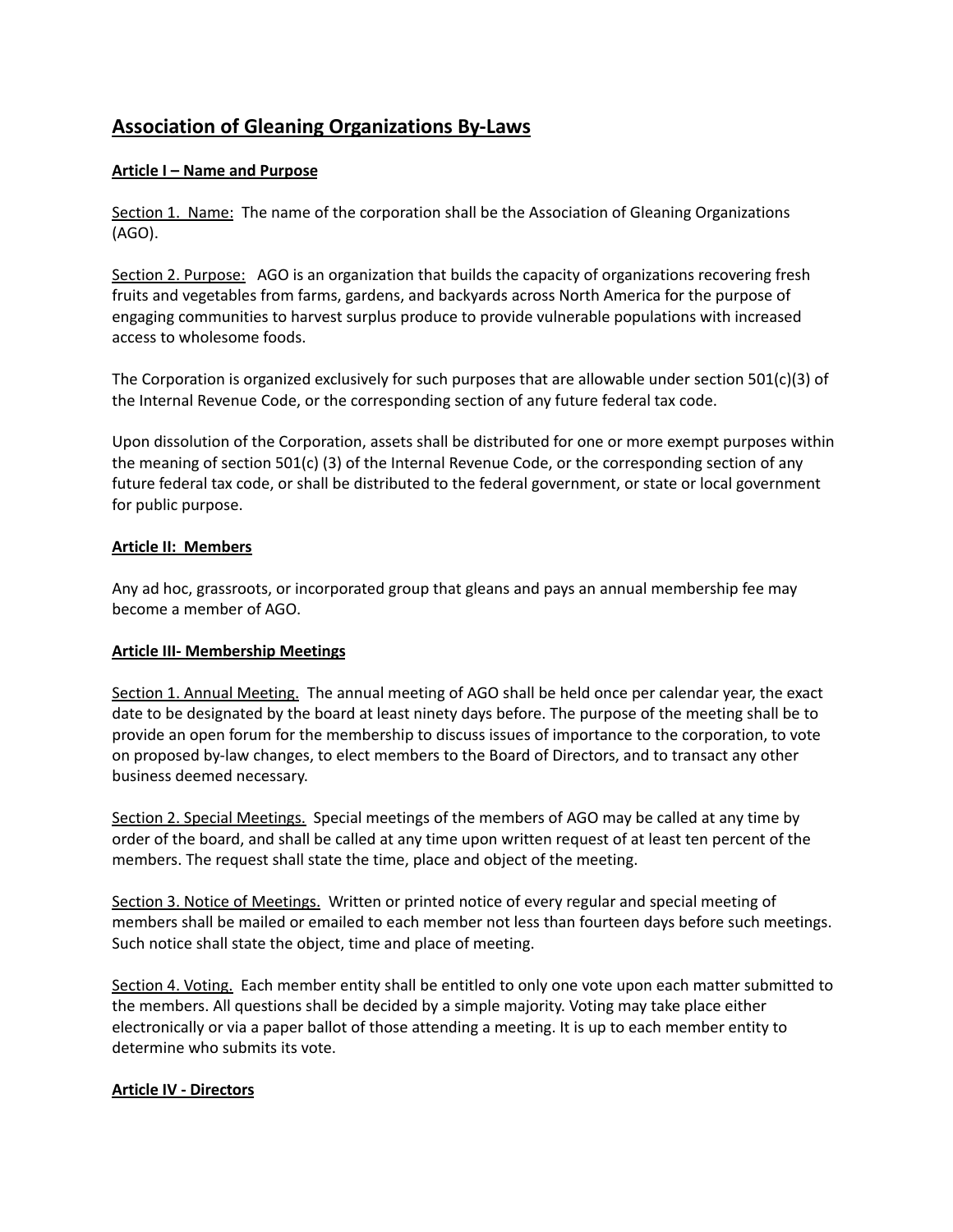# Association of Gleaning Organizations By-Laws

## Article I – Name and Purpose

Section 1. Name: The name of the corporation shall be the Association of Gleaning Organizations (AGO).

Section 2. Purpose: AGO is an organization that builds the capacity of organizations recovering fresh fruits and vegetables from farms, gardens, and backyards across North America for the purpose of engaging communities to harvest surplus produce to provide vulnerable populations with increased access to wholesome foods.

The Corporation is organized exclusively for such purposes that are allowable under section 501(c)(3) of the Internal Revenue Code, or the corresponding section of any future federal tax code.

Upon dissolution of the Corporation, assets shall be distributed for one or more exempt purposes within the meaning of section 501(c) (3) of the Internal Revenue Code, or the corresponding section of any future federal tax code, or shall be distributed to the federal government, or state or local government for public purpose.

## Article II: Members

Any ad hoc, grassroots, or incorporated group that gleans and pays an annual membership fee may become a member of AGO.

## Article III- Membership Meetings

Section 1. Annual Meeting. The annual meeting of AGO shall be held once per calendar year, the exact date to be designated by the board at least ninety days before. The purpose of the meeting shall be to provide an open forum for the membership to discuss issues of importance to the corporation, to vote on proposed by-law changes, to elect members to the Board of Directors, and to transact any other business deemed necessary.

Section 2. Special Meetings. Special meetings of the members of AGO may be called at any time by order of the board, and shall be called at any time upon written request of at least ten percent of the members. The request shall state the time, place and object of the meeting.

Section 3. Notice of Meetings. Written or printed notice of every regular and special meeting of members shall be mailed or emailed to each member not less than fourteen days before such meetings. Such notice shall state the object, time and place of meeting.

Section 4. Voting. Each member entity shall be entitled to only one vote upon each matter submitted to the members. All questions shall be decided by a simple majority. Voting may take place either electronically or via a paper ballot of those attending a meeting. It is up to each member entity to determine who submits its vote.

## Article IV - Directors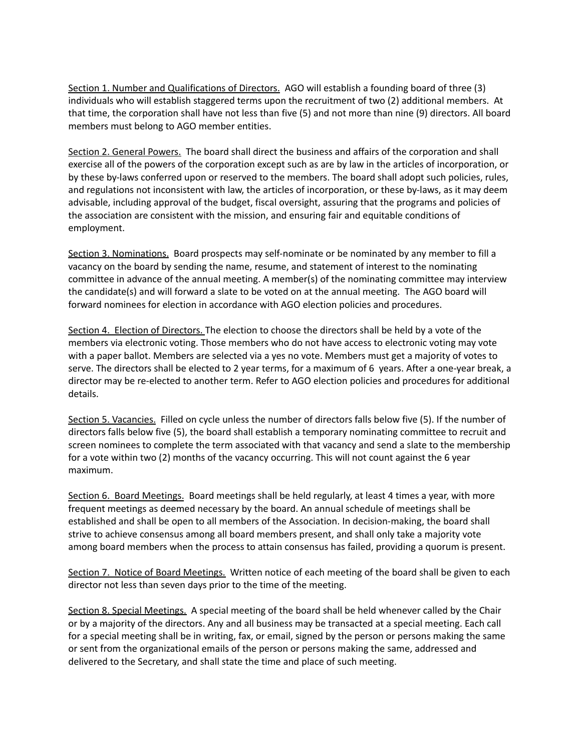Section 1. Number and Qualifications of Directors. AGO will establish a founding board of three (3) individuals who will establish staggered terms upon the recruitment of two (2) additional members. At that time, the corporation shall have not less than five (5) and not more than nine (9) directors. All board members must belong to AGO member entities.

Section 2. General Powers. The board shall direct the business and affairs of the corporation and shall exercise all of the powers of the corporation except such as are by law in the articles of incorporation, or by these by-laws conferred upon or reserved to the members. The board shall adopt such policies, rules, and regulations not inconsistent with law, the articles of incorporation, or these by-laws, as it may deem advisable, including approval of the budget, fiscal oversight, assuring that the programs and policies of the association are consistent with the mission, and ensuring fair and equitable conditions of employment.

Section 3. Nominations. Board prospects may self-nominate or be nominated by any member to fill a vacancy on the board by sending the name, resume, and statement of interest to the nominating committee in advance of the annual meeting. A member(s) of the nominating committee may interview the candidate(s) and will forward a slate to be voted on at the annual meeting. The AGO board will forward nominees for election in accordance with AGO election policies and procedures.

Section 4. Election of Directors. The election to choose the directors shall be held by a vote of the members via electronic voting. Those members who do not have access to electronic voting may vote with a paper ballot. Members are selected via a yes no vote. Members must get a majority of votes to serve. The directors shall be elected to 2 year terms, for a maximum of 6 years. After a one-year break, a director may be re-elected to another term. Refer to AGO election policies and procedures for additional details.

Section 5. Vacancies. Filled on cycle unless the number of directors falls below five (5). If the number of directors falls below five (5), the board shall establish a temporary nominating committee to recruit and screen nominees to complete the term associated with that vacancy and send a slate to the membership for a vote within two (2) months of the vacancy occurring. This will not count against the 6 year maximum.

Section 6. Board Meetings. Board meetings shall be held regularly, at least 4 times a year, with more frequent meetings as deemed necessary by the board. An annual schedule of meetings shall be established and shall be open to all members of the Association. In decision-making, the board shall strive to achieve consensus among all board members present, and shall only take a majority vote among board members when the process to attain consensus has failed, providing a quorum is present.

Section 7. Notice of Board Meetings. Written notice of each meeting of the board shall be given to each director not less than seven days prior to the time of the meeting.

Section 8. Special Meetings. A special meeting of the board shall be held whenever called by the Chair or by a majority of the directors. Any and all business may be transacted at a special meeting. Each call for a special meeting shall be in writing, fax, or email, signed by the person or persons making the same or sent from the organizational emails of the person or persons making the same, addressed and delivered to the Secretary, and shall state the time and place of such meeting.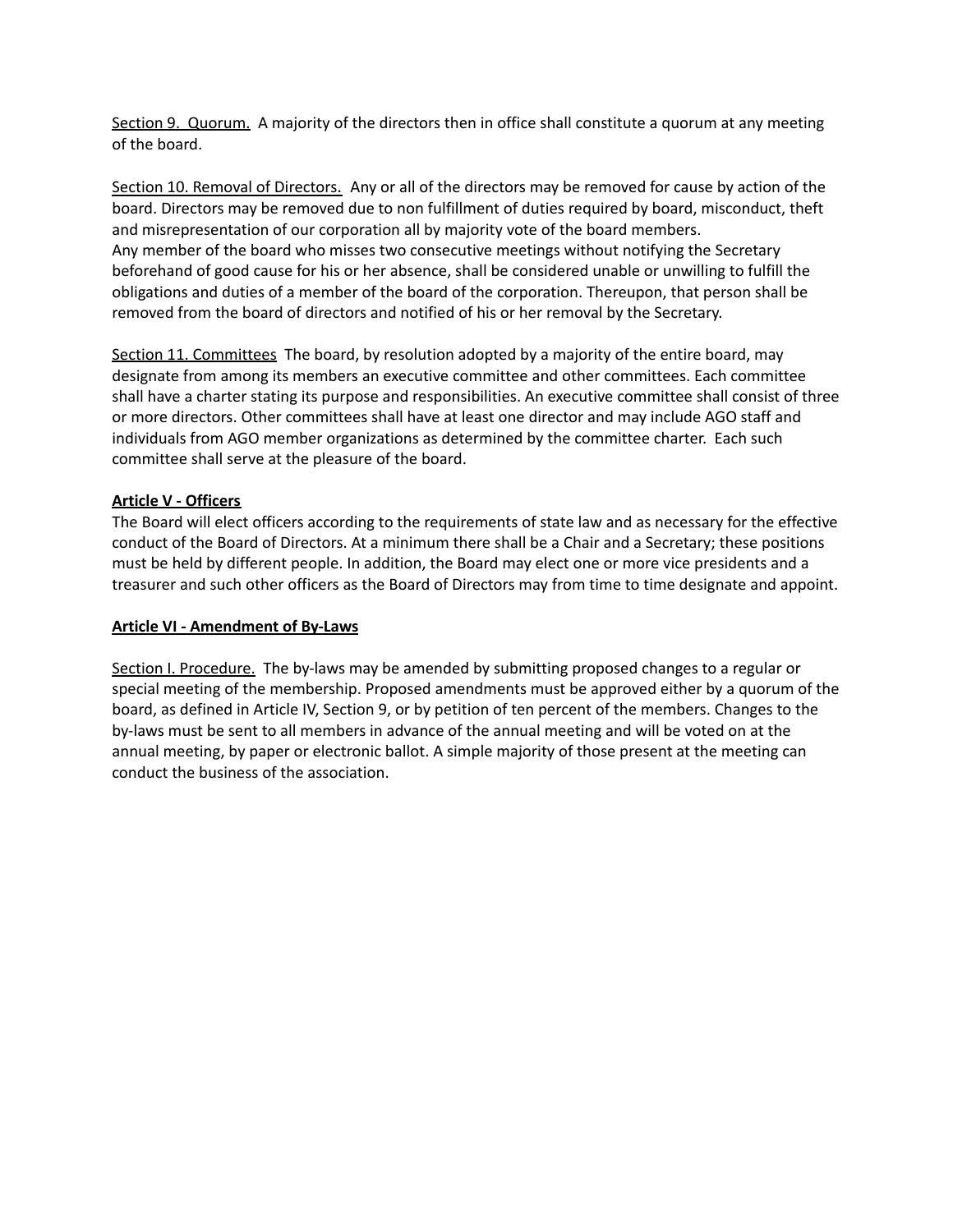Section 9. Quorum. A majority of the directors then in office shall constitute a quorum at any meeting of the board.

Section 10. Removal of Directors. Any or all of the directors may be removed for cause by action of the board. Directors may be removed due to non fulfillment of duties required by board, misconduct, theft and misrepresentation of our corporation all by majority vote of the board members.
Any member of the board who misses two consecutive meetings without notifying the Secretary beforehand of good cause for his or her absence, shall be considered unable or unwilling to fulfill the obligations and duties of a member of the board of the corporation. Thereupon, that person shall be removed from the board of directors and notified of his or her removal by the Secretary.

Section 11. Committees The board, by resolution adopted by a majority of the entire board, may designate from among its members an executive committee and other committees. Each committee shall have a charter stating its purpose and responsibilities. An executive committee shall consist of three or more directors. Other committees shall have at least one director and may include AGO staff and individuals from AGO member organizations as determined by the committee charter. Each such committee shall serve at the pleasure of the board.

**Article V - Officers**

The Board will elect officers according to the requirements of state law and as necessary for the effective conduct of the Board of Directors. At a minimum there shall be a Chair and a Secretary; these positions must be held by different people. In addition, the Board may elect one or more vice presidents and a treasurer and such other officers as the Board of Directors may from time to time designate and appoint.

**Article VI - Amendment of By-Laws**

Section I. Procedure. The by-laws may be amended by submitting proposed changes to a regular or special meeting of the membership. Proposed amendments must be approved either by a quorum of the board, as defined in Article IV, Section 9, or by petition of ten percent of the members. Changes to the by-laws must be sent to all members in advance of the annual meeting and will be voted on at the annual meeting, by paper or electronic ballot. A simple majority of those present at the meeting can conduct the business of the association.